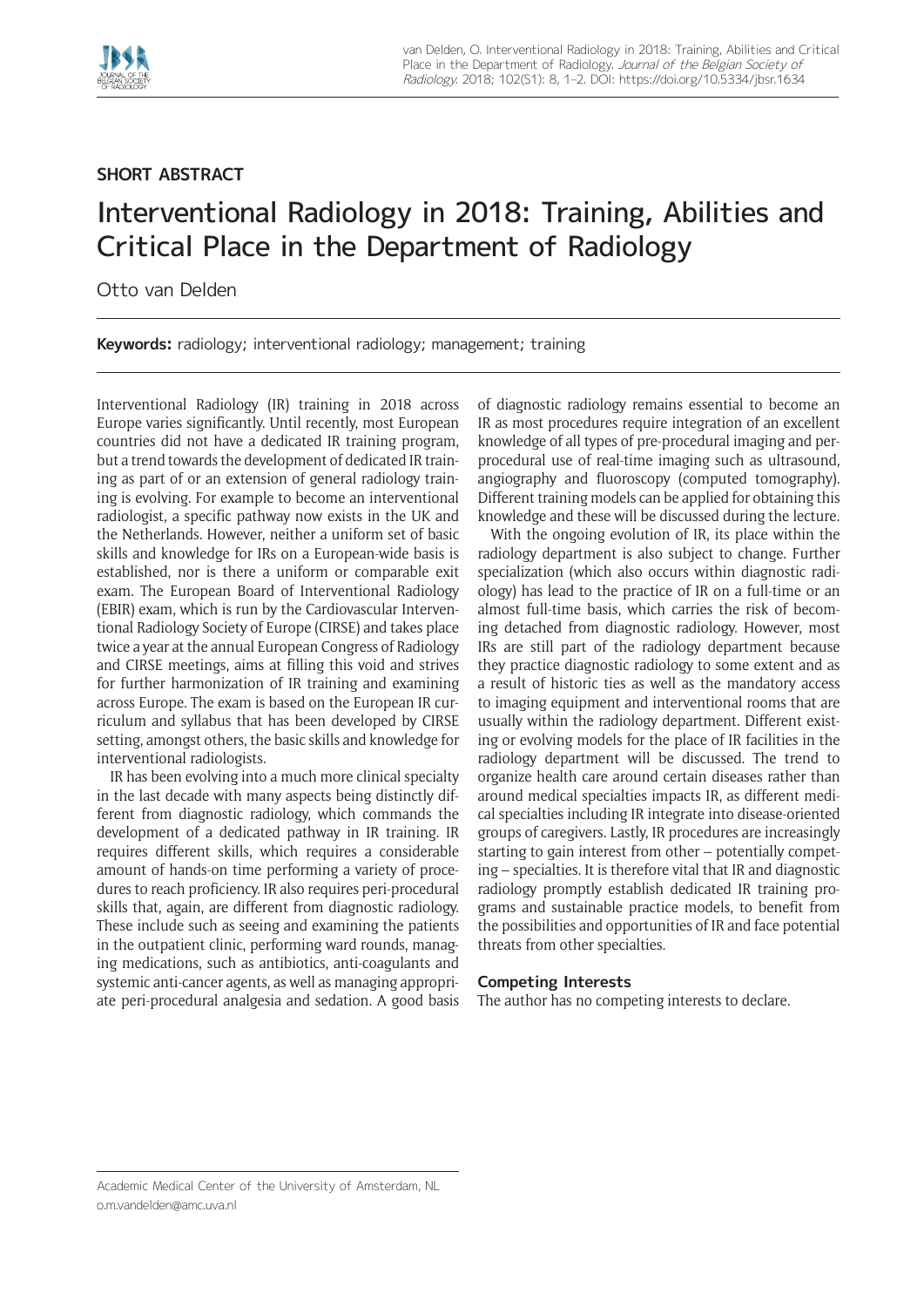**SHORT ABSTRACT**

# Interventional Radiology in 2018: Training, Abilities and Critical Place in the Department of Radiology

Otto van Delden

**Keywords:** radiology; interventional radiology; management; training

Interventional Radiology (IR) training in 2018 across Europe varies significantly. Until recently, most European countries did not have a dedicated IR training program, but a trend towards the development of dedicated IR training as part of or an extension of general radiology training is evolving. For example to become an interventional radiologist, a specific pathway now exists in the UK and the Netherlands. However, neither a uniform set of basic skills and knowledge for IRs on a European-wide basis is established, nor is there a uniform or comparable exit exam. The European Board of Interventional Radiology (EBIR) exam, which is run by the Cardiovascular Interventional Radiology Society of Europe (CIRSE) and takes place twice a year at the annual European Congress of Radiology and CIRSE meetings, aims at filling this void and strives for further harmonization of IR training and examining across Europe. The exam is based on the European IR curriculum and syllabus that has been developed by CIRSE setting, amongst others, the basic skills and knowledge for interventional radiologists.

IR has been evolving into a much more clinical specialty in the last decade with many aspects being distinctly different from diagnostic radiology, which commands the development of a dedicated pathway in IR training. IR requires different skills, which requires a considerable amount of hands-on time performing a variety of procedures to reach proficiency. IR also requires peri-procedural skills that, again, are different from diagnostic radiology. These include such as seeing and examining the patients in the outpatient clinic, performing ward rounds, managing medications, such as antibiotics, anti-coagulants and systemic anti-cancer agents, as well as managing appropriate peri-procedural analgesia and sedation. A good basis of diagnostic radiology remains essential to become an IR as most procedures require integration of an excellent knowledge of all types of pre-procedural imaging and per-procedural use of real-time imaging such as ultrasound, angiography and fluoroscopy (computed tomography). Different training models can be applied for obtaining this knowledge and these will be discussed during the lecture.

With the ongoing evolution of IR, its place within the radiology department is also subject to change. Further specialization (which also occurs within diagnostic radiology) has lead to the practice of IR on a full-time or an almost full-time basis, which carries the risk of becoming detached from diagnostic radiology. However, most IRs are still part of the radiology department because they practice diagnostic radiology to some extent and as a result of historic ties as well as the mandatory access to imaging equipment and interventional rooms that are usually within the radiology department. Different existing or evolving models for the place of IR facilities in the radiology department will be discussed. The trend to organize health care around certain diseases rather than around medical specialties impacts IR, as different medical specialties including IR integrate into disease-oriented groups of caregivers. Lastly, IR procedures are increasingly starting to gain interest from other – potentially competing – specialties. It is therefore vital that IR and diagnostic radiology promptly establish dedicated IR training programs and sustainable practice models, to benefit from the possibilities and opportunities of IR and face potential threats from other specialties.

### Competing Interests

The author has no competing interests to declare.

Academic Medical Center of the University of Amsterdam, NL
o.m.vandelden@amc.uva.nl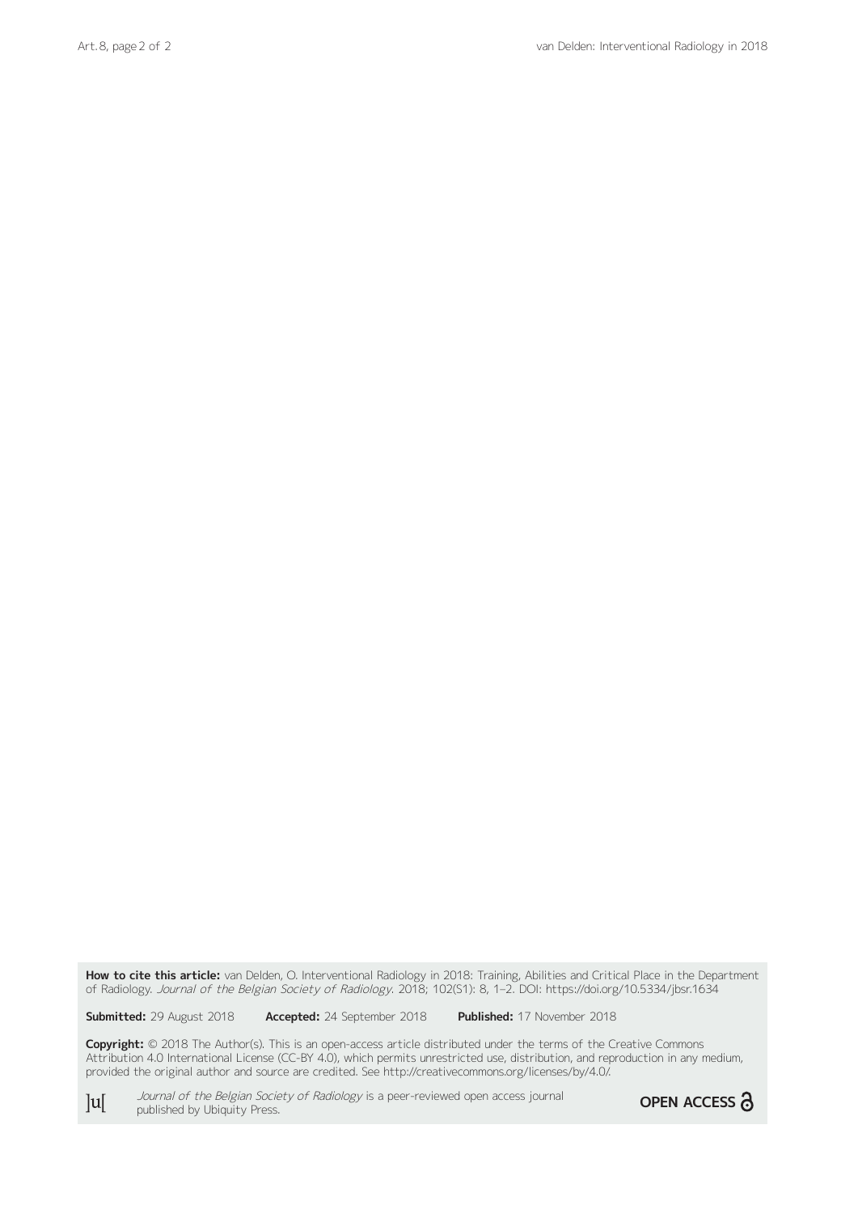**How to cite this article:** van Delden, O. Interventional Radiology in 2018: Training, Abilities and Critical Place in the Department of Radiology. *Journal of the Belgian Society of Radiology*. 2018; 102(S1): 8, 1–2. DOI: https://doi.org/10.5334/jbsr.1634

**Submitted:** 29 August 2018 **Accepted:** 24 September 2018 **Published:** 17 November 2018

**Copyright:** © 2018 The Author(s). This is an open-access article distributed under the terms of the Creative Commons Attribution 4.0 International License (CC-BY 4.0), which permits unrestricted use, distribution, and reproduction in any medium, provided the original author and source are credited. See http://creativecommons.org/licenses/by/4.0/.

*Journal of the Belgian Society of Radiology* is a peer-reviewed open access journal published by Ubiquity Press.

OPEN ACCESS